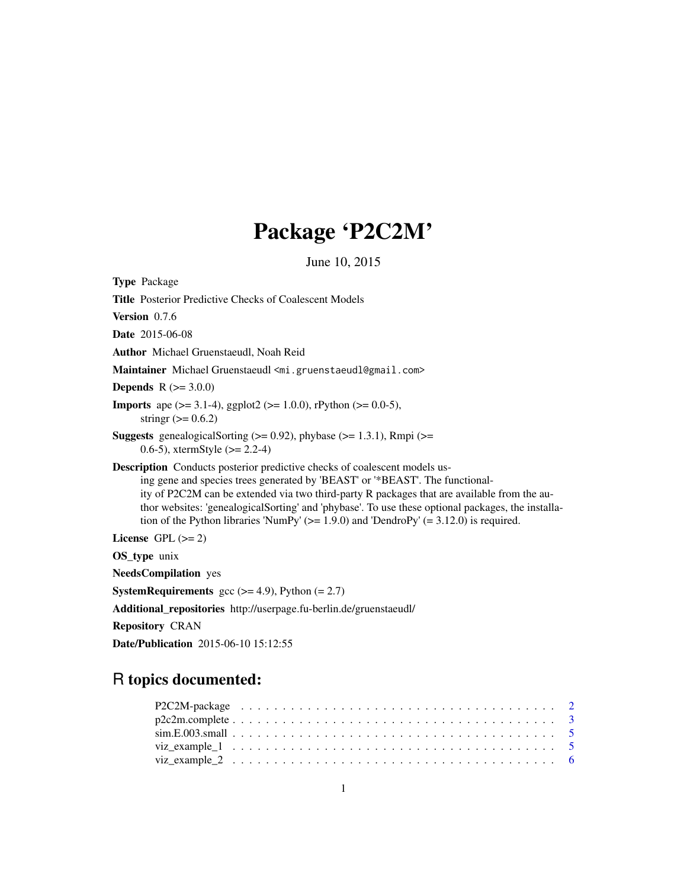# Package 'P2C2M'

June 10, 2015

**Type** Package

**Title** Posterior Predictive Checks of Coalescent Models

**Version** 0.7.6

**Date** 2015-06-08

**Author** Michael Gruenstaeudl, Noah Reid

**Maintainer** Michael Gruenstaeudl <mi.gruenstaeudl@gmail.com>

**Depends** R (>= 3.0.0)

**Imports** ape (>= 3.1-4), ggplot2 (>= 1.0.0), rPython (>= 0.0-5), stringr (>= 0.6.2)

**Suggests** genealogicalSorting (>= 0.92), phybase (>= 1.3.1), Rmpi (>= 0.6-5), xtermStyle (>= 2.2-4)

**Description** Conducts posterior predictive checks of coalescent models using gene and species trees generated by 'BEAST' or '*BEAST'. The functionality of P2C2M can be extended via two third-party R packages that are available from the author websites: 'genealogicalSorting' and 'phybase'. To use these optional packages, the installation of the Python libraries 'NumPy' (>= 1.9.0) and 'DendroPy' (= 3.12.0) is required.

**License** GPL (>= 2)

**OS_type** unix

**NeedsCompilation** yes

**SystemRequirements** gcc (>= 4.9), Python (= 2.7)

**Additional_repositories** http://userpage.fu-berlin.de/gruenstaeudl/

**Repository** CRAN

**Date/Publication** 2015-06-10 15:12:55

## R topics documented:

P2C2M-package . . . . . . . . . . . . . . . . . . . . . . . . . . . . . . . . . . . . 2
p2c2m.complete . . . . . . . . . . . . . . . . . . . . . . . . . . . . . . . . . . . . 3
sim.E.003.small . . . . . . . . . . . . . . . . . . . . . . . . . . . . . . . . . . . . 5
viz_example_1 . . . . . . . . . . . . . . . . . . . . . . . . . . . . . . . . . . . . 5
viz_example_2 . . . . . . . . . . . . . . . . . . . . . . . . . . . . . . . . . . . . 6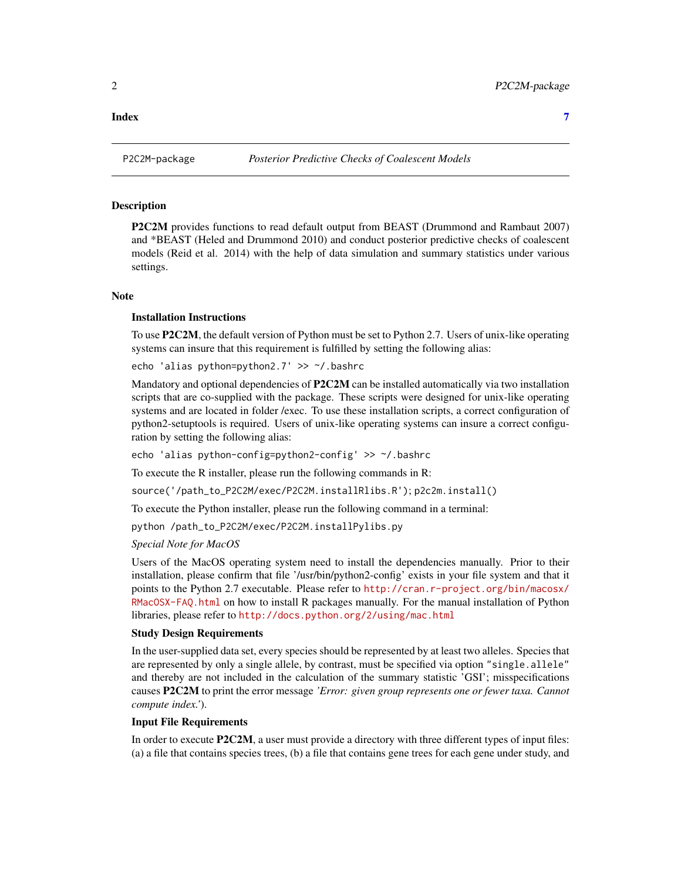**Index** 7

P2C2M-package *Posterior Predictive Checks of Coalescent Models*

## Description

**P2C2M** provides functions to read default output from BEAST (Drummond and Rambaut 2007) and *BEAST (Heled and Drummond 2010) and conduct posterior predictive checks of coalescent models (Reid et al. 2014) with the help of data simulation and summary statistics under various settings.

## Note

### Installation Instructions

To use **P2C2M**, the default version of Python must be set to Python 2.7. Users of unix-like operating systems can insure that this requirement is fulfilled by setting the following alias:

```
echo 'alias python=python2.7' >> ~/.bashrc
```

Mandatory and optional dependencies of **P2C2M** can be installed automatically via two installation scripts that are co-supplied with the package. These scripts were designed for unix-like operating systems and are located in folder /exec. To use these installation scripts, a correct configuration of python2-setuptools is required. Users of unix-like operating systems can insure a correct configuration by setting the following alias:

```
echo 'alias python-config=python2-config' >> ~/.bashrc
```

To execute the R installer, please run the following commands in R:

```
source('/path_to_P2C2M/exec/P2C2M.installRlibs.R'); p2c2m.install()
```

To execute the Python installer, please run the following command in a terminal:

```
python /path_to_P2C2M/exec/P2C2M.installPylibs.py
```

*Special Note for MacOS*

Users of the MacOS operating system need to install the dependencies manually. Prior to their installation, please confirm that file '/usr/bin/python2-config' exists in your file system and that it points to the Python 2.7 executable. Please refer to http://cran.r-project.org/bin/macosx/RMacOSX-FAQ.html on how to install R packages manually. For the manual installation of Python libraries, please refer to http://docs.python.org/2/using/mac.html

### Study Design Requirements

In the user-supplied data set, every species should be represented by at least two alleles. Species that are represented by only a single allele, by contrast, must be specified via option "single.allele" and thereby are not included in the calculation of the summary statistic 'GSI'; misspecifications causes **P2C2M** to print the error message *'Error: given group represents one or fewer taxa. Cannot compute index.'*).

### Input File Requirements

In order to execute **P2C2M**, a user must provide a directory with three different types of input files: (a) a file that contains species trees, (b) a file that contains gene trees for each gene under study, and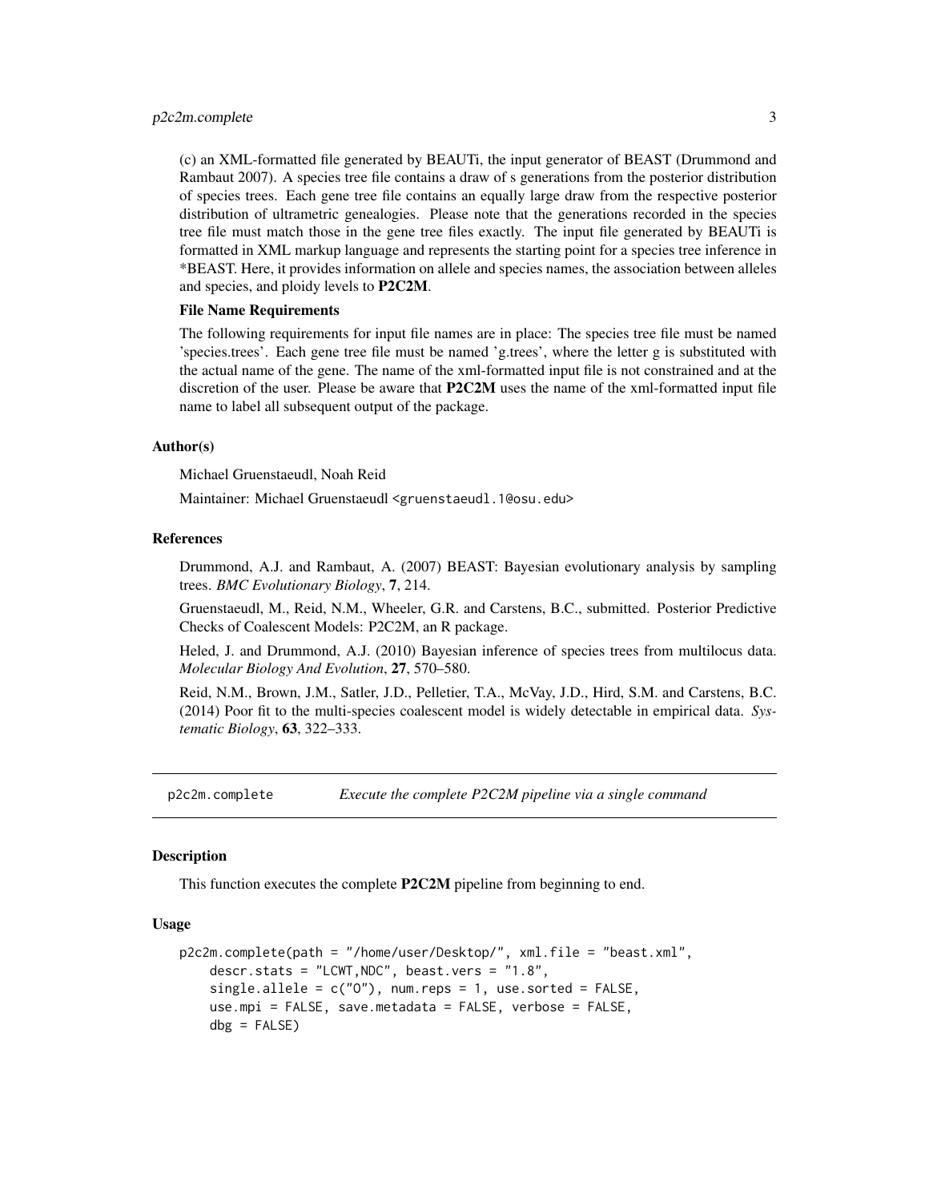(c) an XML-formatted file generated by BEAUTi, the input generator of BEAST (Drummond and Rambaut 2007). A species tree file contains a draw of s generations from the posterior distribution of species trees. Each gene tree file contains an equally large draw from the respective posterior distribution of ultrametric genealogies. Please note that the generations recorded in the species tree file must match those in the gene tree files exactly. The input file generated by BEAUTi is formatted in XML markup language and represents the starting point for a species tree inference in *BEAST. Here, it provides information on allele and species names, the association between alleles and species, and ploidy levels to **P2C2M**.

**File Name Requirements**

The following requirements for input file names are in place: The species tree file must be named 'species.trees'. Each gene tree file must be named 'g.trees', where the letter g is substituted with the actual name of the gene. The name of the xml-formatted input file is not constrained and at the discretion of the user. Please be aware that **P2C2M** uses the name of the xml-formatted input file name to label all subsequent output of the package.

### Author(s)

Michael Gruenstaeudl, Noah Reid

Maintainer: Michael Gruenstaeudl <gruenstaeudl.1@osu.edu>

### References

Drummond, A.J. and Rambaut, A. (2007) BEAST: Bayesian evolutionary analysis by sampling trees. *BMC Evolutionary Biology*, **7**, 214.

Gruenstaeudl, M., Reid, N.M., Wheeler, G.R. and Carstens, B.C., submitted. Posterior Predictive Checks of Coalescent Models: P2C2M, an R package.

Heled, J. and Drummond, A.J. (2010) Bayesian inference of species trees from multilocus data. *Molecular Biology And Evolution*, **27**, 570–580.

Reid, N.M., Brown, J.M., Satler, J.D., Pelletier, T.A., McVay, J.D., Hird, S.M. and Carstens, B.C. (2014) Poor fit to the multi-species coalescent model is widely detectable in empirical data. *Systematic Biology*, **63**, 322–333.

---

## p2c2m.complete — *Execute the complete P2C2M pipeline via a single command*

### Description

This function executes the complete **P2C2M** pipeline from beginning to end.

### Usage

```
p2c2m.complete(path = "/home/user/Desktop/", xml.file = "beast.xml",
    descr.stats = "LCWT,NDC", beast.vers = "1.8",
    single.allele = c("O"), num.reps = 1, use.sorted = FALSE,
    use.mpi = FALSE, save.metadata = FALSE, verbose = FALSE,
    dbg = FALSE)
```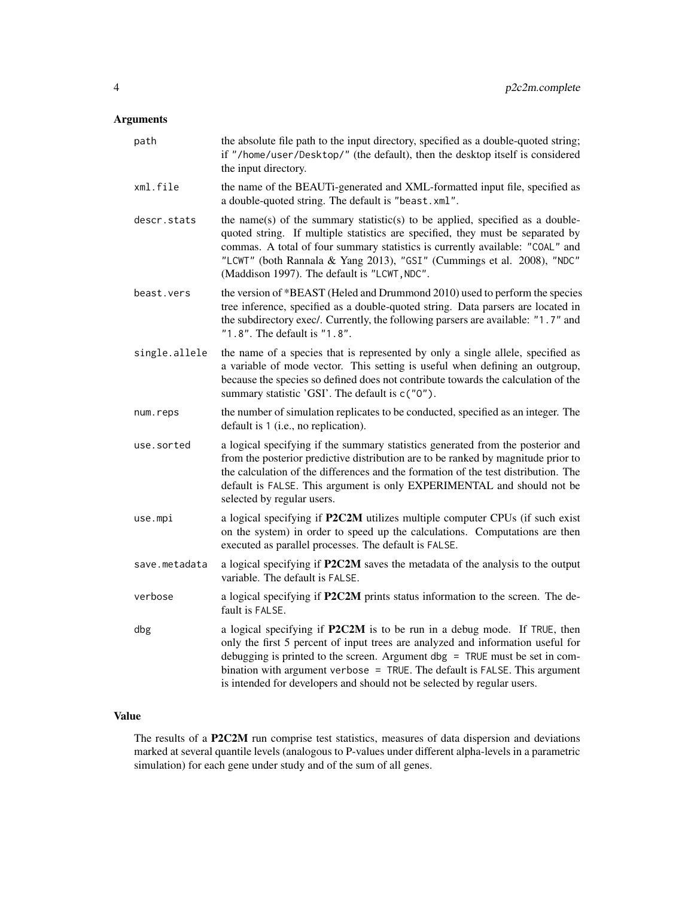## Arguments

| | |
|---|---|
| `path` | the absolute file path to the input directory, specified as a double-quoted string; if `"/home/user/Desktop/"` (the default), then the desktop itself is considered the input directory. |
| `xml.file` | the name of the BEAUTi-generated and XML-formatted input file, specified as a double-quoted string. The default is `"beast.xml"`. |
| `descr.stats` | the name(s) of the summary statistic(s) to be applied, specified as a double-quoted string. If multiple statistics are specified, they must be separated by commas. A total of four summary statistics is currently available: `"COAL"` and `"LCWT"` (both Rannala & Yang 2013), `"GSI"` (Cummings et al. 2008), `"NDC"` (Maddison 1997). The default is `"LCWT,NDC"`. |
| `beast.vers` | the version of *BEAST (Heled and Drummond 2010) used to perform the species tree inference, specified as a double-quoted string. Data parsers are located in the subdirectory exec/. Currently, the following parsers are available: `"1.7"` and `"1.8"`. The default is `"1.8"`. |
| `single.allele` | the name of a species that is represented by only a single allele, specified as a variable of mode vector. This setting is useful when defining an outgroup, because the species so defined does not contribute towards the calculation of the summary statistic 'GSI'. The default is `c("O")`. |
| `num.reps` | the number of simulation replicates to be conducted, specified as an integer. The default is `1` (i.e., no replication). |
| `use.sorted` | a logical specifying if the summary statistics generated from the posterior and from the posterior predictive distribution are to be ranked by magnitude prior to the calculation of the differences and the formation of the test distribution. The default is `FALSE`. This argument is only EXPERIMENTAL and should not be selected by regular users. |
| `use.mpi` | a logical specifying if **P2C2M** utilizes multiple computer CPUs (if such exist on the system) in order to speed up the calculations. Computations are then executed as parallel processes. The default is `FALSE`. |
| `save.metadata` | a logical specifying if **P2C2M** saves the metadata of the analysis to the output variable. The default is `FALSE`. |
| `verbose` | a logical specifying if **P2C2M** prints status information to the screen. The default is `FALSE`. |
| `dbg` | a logical specifying if **P2C2M** is to be run in a debug mode. If `TRUE`, then only the first 5 percent of input trees are analyzed and information useful for debugging is printed to the screen. Argument `dbg = TRUE` must be set in combination with argument `verbose = TRUE`. The default is `FALSE`. This argument is intended for developers and should not be selected by regular users. |

## Value

The results of a **P2C2M** run comprise test statistics, measures of data dispersion and deviations marked at several quantile levels (analogous to P-values under different alpha-levels in a parametric simulation) for each gene under study and of the sum of all genes.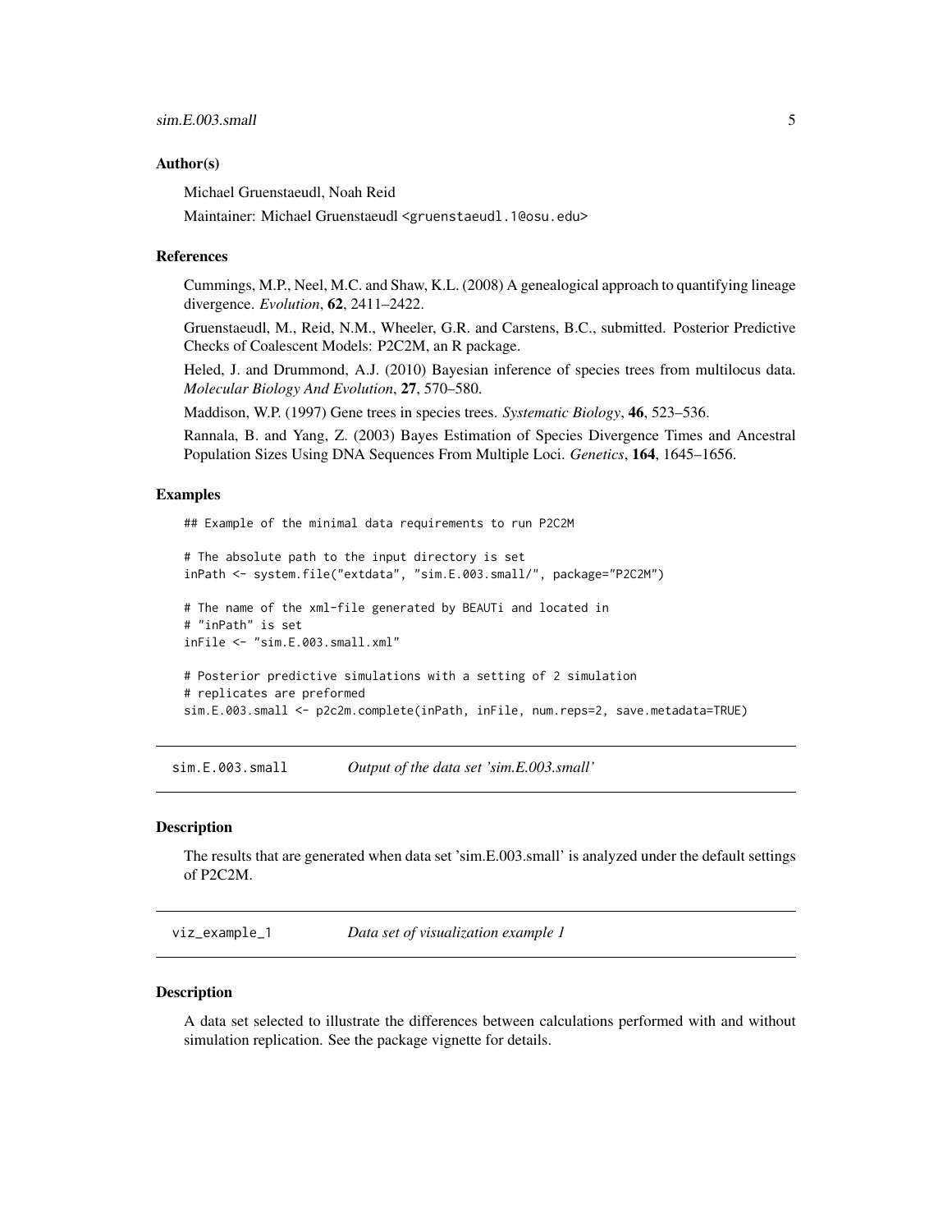### Author(s)

Michael Gruenstaeudl, Noah Reid

Maintainer: Michael Gruenstaeudl <gruenstaeudl.1@osu.edu>

### References

Cummings, M.P., Neel, M.C. and Shaw, K.L. (2008) A genealogical approach to quantifying lineage divergence. *Evolution*, **62**, 2411–2422.

Gruenstaeudl, M., Reid, N.M., Wheeler, G.R. and Carstens, B.C., submitted. Posterior Predictive Checks of Coalescent Models: P2C2M, an R package.

Heled, J. and Drummond, A.J. (2010) Bayesian inference of species trees from multilocus data. *Molecular Biology And Evolution*, **27**, 570–580.

Maddison, W.P. (1997) Gene trees in species trees. *Systematic Biology*, **46**, 523–536.

Rannala, B. and Yang, Z. (2003) Bayes Estimation of Species Divergence Times and Ancestral Population Sizes Using DNA Sequences From Multiple Loci. *Genetics*, **164**, 1645–1656.

### Examples

```
## Example of the minimal data requirements to run P2C2M

# The absolute path to the input directory is set
inPath <- system.file("extdata", "sim.E.003.small/", package="P2C2M")

# The name of the xml-file generated by BEAUTi and located in
# "inPath" is set
inFile <- "sim.E.003.small.xml"

# Posterior predictive simulations with a setting of 2 simulation
# replicates are preformed
sim.E.003.small <- p2c2m.complete(inPath, inFile, num.reps=2, save.metadata=TRUE)
```

## sim.E.003.small    *Output of the data set 'sim.E.003.small'*

### Description

The results that are generated when data set 'sim.E.003.small' is analyzed under the default settings of P2C2M.

## viz_example_1    *Data set of visualization example 1*

### Description

A data set selected to illustrate the differences between calculations performed with and without simulation replication. See the package vignette for details.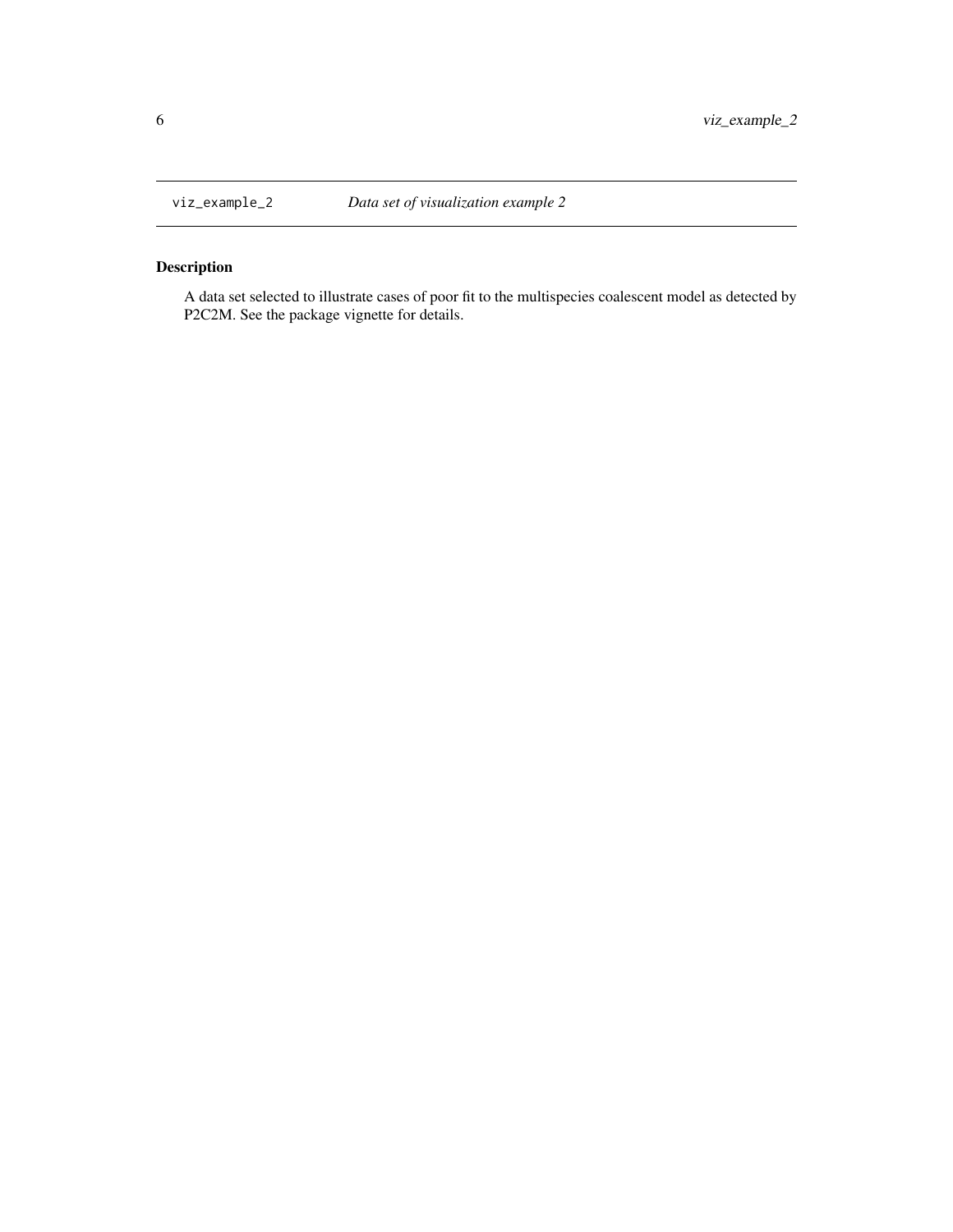`viz_example_2` *Data set of visualization example 2*

## Description

A data set selected to illustrate cases of poor fit to the multispecies coalescent model as detected by P2C2M. See the package vignette for details.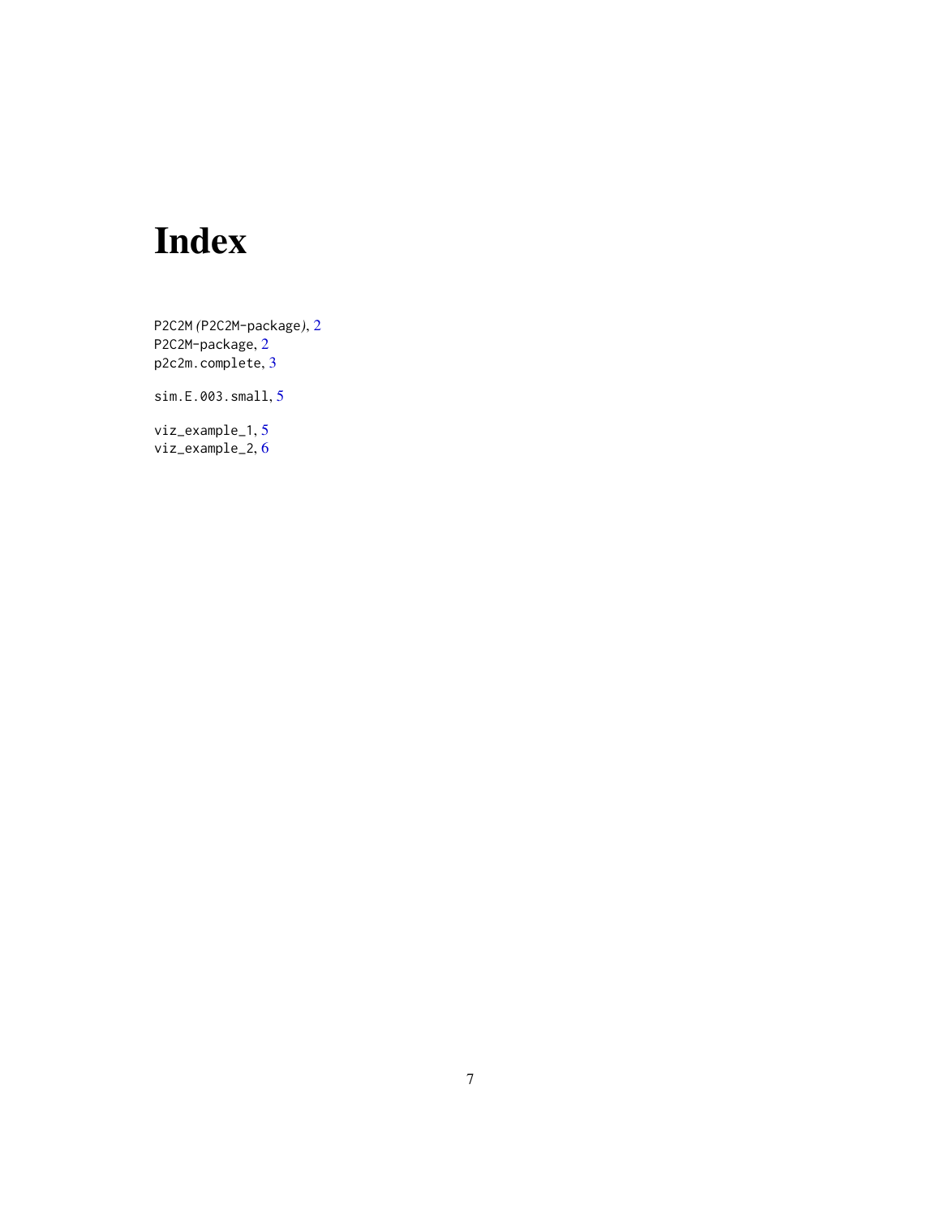# Index

P2C2M (P2C2M-package), 2
P2C2M-package, 2
p2c2m.complete, 3

sim.E.003.small, 5

viz_example_1, 5
viz_example_2, 6